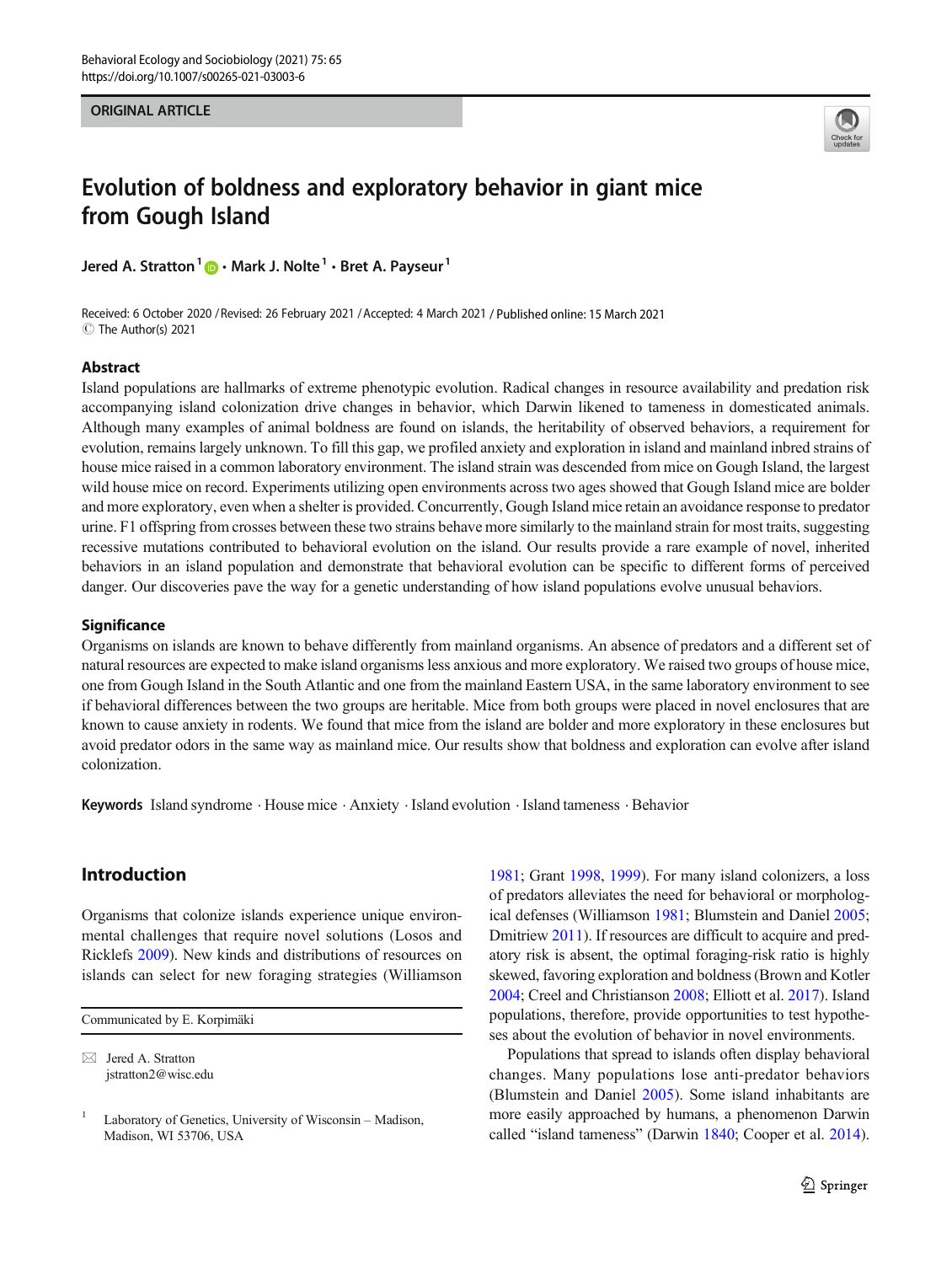ORIGINAL ARTICLE

# Evolution of boldness and exploratory behavior in giant mice from Gough Island

Jered A. Stratton[1] · Mark J. Nolte[1] · Bret A. Payseur[1]

Received: 6 October 2020 / Revised: 26 February 2021 / Accepted: 4 March 2021 / Published online: 15 March 2021
© The Author(s) 2021

## Abstract

Island populations are hallmarks of extreme phenotypic evolution. Radical changes in resource availability and predation risk accompanying island colonization drive changes in behavior, which Darwin likened to tameness in domesticated animals. Although many examples of animal boldness are found on islands, the heritability of observed behaviors, a requirement for evolution, remains largely unknown. To fill this gap, we profiled anxiety and exploration in island and mainland inbred strains of house mice raised in a common laboratory environment. The island strain was descended from mice on Gough Island, the largest wild house mice on record. Experiments utilizing open environments across two ages showed that Gough Island mice are bolder and more exploratory, even when a shelter is provided. Concurrently, Gough Island mice retain an avoidance response to predator urine. F1 offspring from crosses between these two strains behave more similarly to the mainland strain for most traits, suggesting recessive mutations contributed to behavioral evolution on the island. Our results provide a rare example of novel, inherited behaviors in an island population and demonstrate that behavioral evolution can be specific to different forms of perceived danger. Our discoveries pave the way for a genetic understanding of how island populations evolve unusual behaviors.

## Significance

Organisms on islands are known to behave differently from mainland organisms. An absence of predators and a different set of natural resources are expected to make island organisms less anxious and more exploratory. We raised two groups of house mice, one from Gough Island in the South Atlantic and one from the mainland Eastern USA, in the same laboratory environment to see if behavioral differences between the two groups are heritable. Mice from both groups were placed in novel enclosures that are known to cause anxiety in rodents. We found that mice from the island are bolder and more exploratory in these enclosures but avoid predator odors in the same way as mainland mice. Our results show that boldness and exploration can evolve after island colonization.

**Keywords** Island syndrome · House mice · Anxiety · Island evolution · Island tameness · Behavior

## Introduction

Organisms that colonize islands experience unique environmental challenges that require novel solutions (Losos and Ricklefs 2009). New kinds and distributions of resources on islands can select for new foraging strategies (Williamson 1981; Grant 1998, 1999). For many island colonizers, a loss of predators alleviates the need for behavioral or morphological defenses (Williamson 1981; Blumstein and Daniel 2005; Dmitriew 2011). If resources are difficult to acquire and predatory risk is absent, the optimal foraging-risk ratio is highly skewed, favoring exploration and boldness (Brown and Kotler 2004; Creel and Christianson 2008; Elliott et al. 2017). Island populations, therefore, provide opportunities to test hypotheses about the evolution of behavior in novel environments.

Populations that spread to islands often display behavioral changes. Many populations lose anti-predator behaviors (Blumstein and Daniel 2005). Some island inhabitants are more easily approached by humans, a phenomenon Darwin called "island tameness" (Darwin 1840; Cooper et al. 2014).

Communicated by E. Korpimäki

✉ Jered A. Stratton
jstratton2@wisc.edu

[1] Laboratory of Genetics, University of Wisconsin – Madison, Madison, WI 53706, USA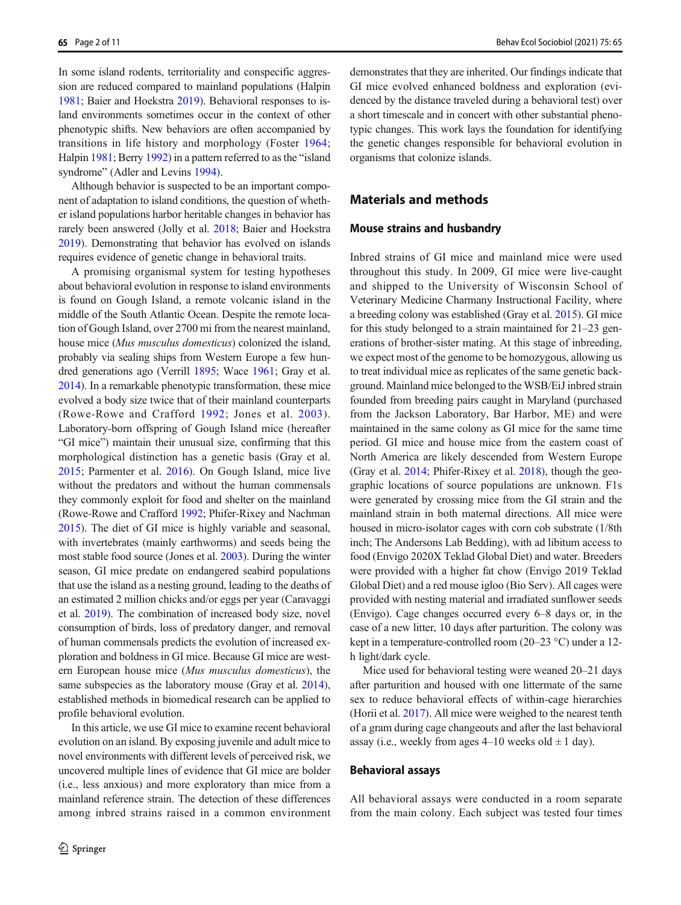In some island rodents, territoriality and conspecific aggression are reduced compared to mainland populations (Halpin 1981; Baier and Hoekstra 2019). Behavioral responses to island environments sometimes occur in the context of other phenotypic shifts. New behaviors are often accompanied by transitions in life history and morphology (Foster 1964; Halpin 1981; Berry 1992) in a pattern referred to as the "island syndrome" (Adler and Levins 1994).

Although behavior is suspected to be an important component of adaptation to island conditions, the question of whether island populations harbor heritable changes in behavior has rarely been answered (Jolly et al. 2018; Baier and Hoekstra 2019). Demonstrating that behavior has evolved on islands requires evidence of genetic change in behavioral traits.

A promising organismal system for testing hypotheses about behavioral evolution in response to island environments is found on Gough Island, a remote volcanic island in the middle of the South Atlantic Ocean. Despite the remote location of Gough Island, over 2700 mi from the nearest mainland, house mice (*Mus musculus domesticus*) colonized the island, probably via sealing ships from Western Europe a few hundred generations ago (Verrill 1895; Wace 1961; Gray et al. 2014). In a remarkable phenotypic transformation, these mice evolved a body size twice that of their mainland counterparts (Rowe-Rowe and Crafford 1992; Jones et al. 2003). Laboratory-born offspring of Gough Island mice (hereafter "GI mice") maintain their unusual size, confirming that this morphological distinction has a genetic basis (Gray et al. 2015; Parmenter et al. 2016). On Gough Island, mice live without the predators and without the human commensals they commonly exploit for food and shelter on the mainland (Rowe-Rowe and Crafford 1992; Phifer-Rixey and Nachman 2015). The diet of GI mice is highly variable and seasonal, with invertebrates (mainly earthworms) and seeds being the most stable food source (Jones et al. 2003). During the winter season, GI mice predate on endangered seabird populations that use the island as a nesting ground, leading to the deaths of an estimated 2 million chicks and/or eggs per year (Caravaggi et al. 2019). The combination of increased body size, novel consumption of birds, loss of predatory danger, and removal of human commensals predicts the evolution of increased exploration and boldness in GI mice. Because GI mice are western European house mice (*Mus musculus domesticus*), the same subspecies as the laboratory mouse (Gray et al. 2014), established methods in biomedical research can be applied to profile behavioral evolution.

In this article, we use GI mice to examine recent behavioral evolution on an island. By exposing juvenile and adult mice to novel environments with different levels of perceived risk, we uncovered multiple lines of evidence that GI mice are bolder (i.e., less anxious) and more exploratory than mice from a mainland reference strain. The detection of these differences among inbred strains raised in a common environment demonstrates that they are inherited. Our findings indicate that GI mice evolved enhanced boldness and exploration (evidenced by the distance traveled during a behavioral test) over a short timescale and in concert with other substantial phenotypic changes. This work lays the foundation for identifying the genetic changes responsible for behavioral evolution in organisms that colonize islands.

## Materials and methods

### Mouse strains and husbandry

Inbred strains of GI mice and mainland mice were used throughout this study. In 2009, GI mice were live-caught and shipped to the University of Wisconsin School of Veterinary Medicine Charmany Instructional Facility, where a breeding colony was established (Gray et al. 2015). GI mice for this study belonged to a strain maintained for 21–23 generations of brother-sister mating. At this stage of inbreeding, we expect most of the genome to be homozygous, allowing us to treat individual mice as replicates of the same genetic background. Mainland mice belonged to the WSB/EiJ inbred strain founded from breeding pairs caught in Maryland (purchased from the Jackson Laboratory, Bar Harbor, ME) and were maintained in the same colony as GI mice for the same time period. GI mice and house mice from the eastern coast of North America are likely descended from Western Europe (Gray et al. 2014; Phifer-Rixey et al. 2018), though the geographic locations of source populations are unknown. F1s were generated by crossing mice from the GI strain and the mainland strain in both maternal directions. All mice were housed in micro-isolator cages with corn cob substrate (1/8th inch; The Andersons Lab Bedding), with ad libitum access to food (Envigo 2020X Teklad Global Diet) and water. Breeders were provided with a higher fat chow (Envigo 2019 Teklad Global Diet) and a red mouse igloo (Bio Serv). All cages were provided with nesting material and irradiated sunflower seeds (Envigo). Cage changes occurred every 6–8 days or, in the case of a new litter, 10 days after parturition. The colony was kept in a temperature-controlled room (20–23 °C) under a 12-h light/dark cycle.

Mice used for behavioral testing were weaned 20–21 days after parturition and housed with one littermate of the same sex to reduce behavioral effects of within-cage hierarchies (Horii et al. 2017). All mice were weighed to the nearest tenth of a gram during cage changeouts and after the last behavioral assay (i.e., weekly from ages 4–10 weeks old ± 1 day).

### Behavioral assays

All behavioral assays were conducted in a room separate from the main colony. Each subject was tested four times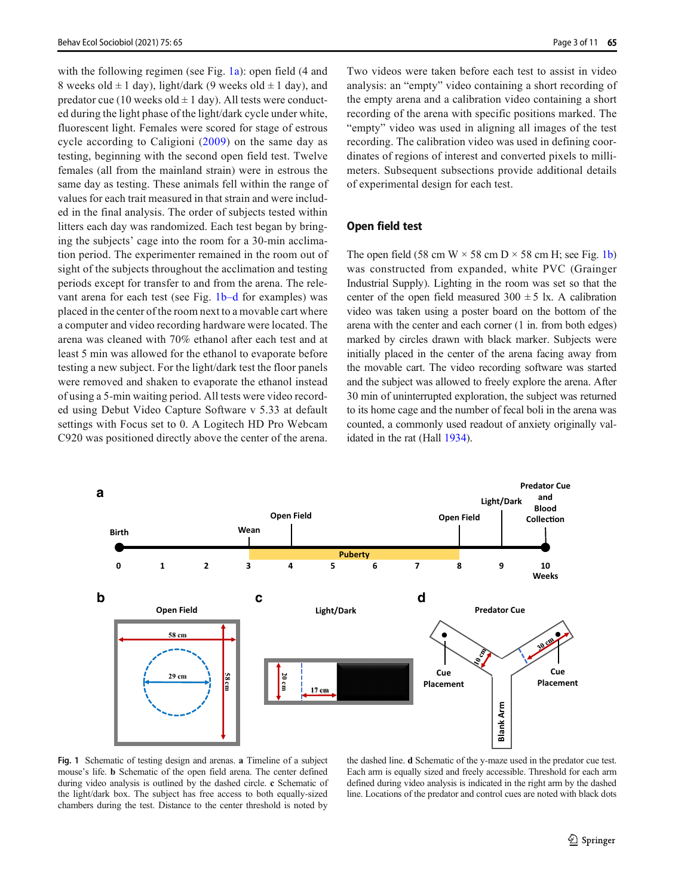with the following regimen (see Fig. 1a): open field (4 and 8 weeks old ± 1 day), light/dark (9 weeks old ± 1 day), and predator cue (10 weeks old ± 1 day). All tests were conducted during the light phase of the light/dark cycle under white, fluorescent light. Females were scored for stage of estrous cycle according to Caligioni (2009) on the same day as testing, beginning with the second open field test. Twelve females (all from the mainland strain) were in estrous the same day as testing. These animals fell within the range of values for each trait measured in that strain and were included in the final analysis. The order of subjects tested within litters each day was randomized. Each test began by bringing the subjects' cage into the room for a 30-min acclimation period. The experimenter remained in the room out of sight of the subjects throughout the acclimation and testing periods except for transfer to and from the arena. The relevant arena for each test (see Fig. 1b–d for examples) was placed in the center of the room next to a movable cart where a computer and video recording hardware were located. The arena was cleaned with 70% ethanol after each test and at least 5 min was allowed for the ethanol to evaporate before testing a new subject. For the light/dark test the floor panels were removed and shaken to evaporate the ethanol instead of using a 5-min waiting period. All tests were video recorded using Debut Video Capture Software v 5.33 at default settings with Focus set to 0. A Logitech HD Pro Webcam C920 was positioned directly above the center of the arena.

Two videos were taken before each test to assist in video analysis: an "empty" video containing a short recording of the empty arena and a calibration video containing a short recording of the arena with specific positions marked. The "empty" video was used in aligning all images of the test recording. The calibration video was used in defining coordinates of regions of interest and converted pixels to millimeters. Subsequent subsections provide additional details of experimental design for each test.

## Open field test

The open field (58 cm W × 58 cm D × 58 cm H; see Fig. 1b) was constructed from expanded, white PVC (Grainger Industrial Supply). Lighting in the room was set so that the center of the open field measured 300 ± 5 lx. A calibration video was taken using a poster board on the bottom of the arena with the center and each corner (1 in. from both edges) marked by circles drawn with black marker. Subjects were initially placed in the center of the arena facing away from the movable cart. The video recording software was started and the subject was allowed to freely explore the arena. After 30 min of uninterrupted exploration, the subject was returned to its home cage and the number of fecal boli in the arena was counted, a commonly used readout of anxiety originally validated in the rat (Hall 1934).

a
Birth
Wean
Open Field
Puberty
Open Field
Light/Dark
Predator Cue and Blood Collection
0 1 2 3 4 5 6 7 8 9 10 Weeks

b
Open Field
58 cm
29 cm
58 cm

c
Light/Dark
20 cm
17 cm

d
Predator Cue
Cue Placement
10 cm
30 cm
Cue Placement
Blank Arm

**Fig. 1** Schematic of testing design and arenas. **a** Timeline of a subject mouse's life. **b** Schematic of the open field arena. The center defined during video analysis is outlined by the dashed circle. **c** Schematic of the light/dark box. The subject has free access to both equally-sized chambers during the test. Distance to the center threshold is noted by the dashed line. **d** Schematic of the y-maze used in the predator cue test. Each arm is equally sized and freely accessible. Threshold for each arm defined during video analysis is indicated in the right arm by the dashed line. Locations of the predator and control cues are noted with black dots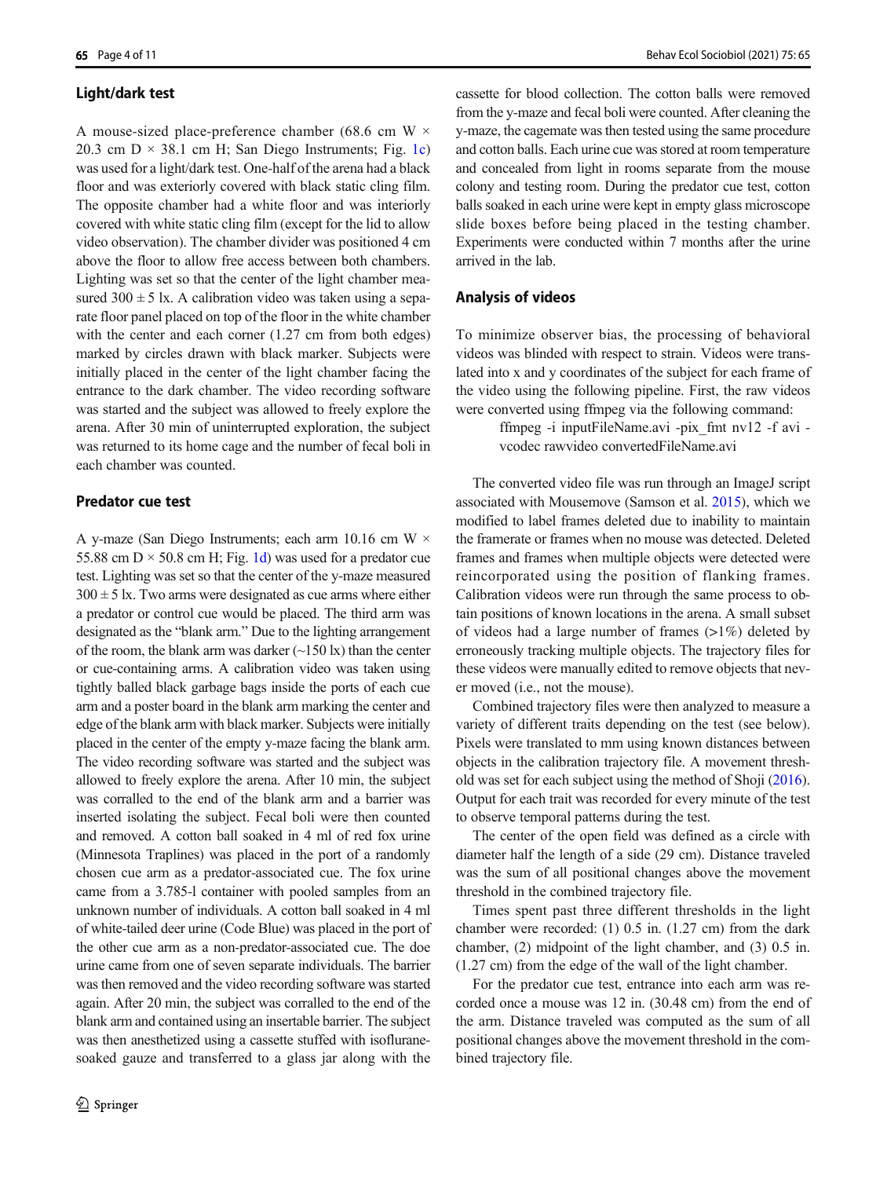### Light/dark test

A mouse-sized place-preference chamber (68.6 cm W × 20.3 cm D × 38.1 cm H; San Diego Instruments; Fig. 1c) was used for a light/dark test. One-half of the arena had a black floor and was exteriorly covered with black static cling film. The opposite chamber had a white floor and was interiorly covered with white static cling film (except for the lid to allow video observation). The chamber divider was positioned 4 cm above the floor to allow free access between both chambers. Lighting was set so that the center of the light chamber measured 300 ± 5 lx. A calibration video was taken using a separate floor panel placed on top of the floor in the white chamber with the center and each corner (1.27 cm from both edges) marked by circles drawn with black marker. Subjects were initially placed in the center of the light chamber facing the entrance to the dark chamber. The video recording software was started and the subject was allowed to freely explore the arena. After 30 min of uninterrupted exploration, the subject was returned to its home cage and the number of fecal boli in each chamber was counted.

### Predator cue test

A y-maze (San Diego Instruments; each arm 10.16 cm W × 55.88 cm D × 50.8 cm H; Fig. 1d) was used for a predator cue test. Lighting was set so that the center of the y-maze measured 300 ± 5 lx. Two arms were designated as cue arms where either a predator or control cue would be placed. The third arm was designated as the "blank arm." Due to the lighting arrangement of the room, the blank arm was darker (~150 lx) than the center or cue-containing arms. A calibration video was taken using tightly balled black garbage bags inside the ports of each cue arm and a poster board in the blank arm marking the center and edge of the blank arm with black marker. Subjects were initially placed in the center of the empty y-maze facing the blank arm. The video recording software was started and the subject was allowed to freely explore the arena. After 10 min, the subject was corralled to the end of the blank arm and a barrier was inserted isolating the subject. Fecal boli were then counted and removed. A cotton ball soaked in 4 ml of red fox urine (Minnesota Traplines) was placed in the port of a randomly chosen cue arm as a predator-associated cue. The fox urine came from a 3.785-l container with pooled samples from an unknown number of individuals. A cotton ball soaked in 4 ml of white-tailed deer urine (Code Blue) was placed in the port of the other cue arm as a non-predator-associated cue. The doe urine came from one of seven separate individuals. The barrier was then removed and the video recording software was started again. After 20 min, the subject was corralled to the end of the blank arm and contained using an insertable barrier. The subject was then anesthetized using a cassette stuffed with isoflurane-soaked gauze and transferred to a glass jar along with the cassette for blood collection. The cotton balls were removed from the y-maze and fecal boli were counted. After cleaning the y-maze, the cagemate was then tested using the same procedure and cotton balls. Each urine cue was stored at room temperature and concealed from light in rooms separate from the mouse colony and testing room. During the predator cue test, cotton balls soaked in each urine were kept in empty glass microscope slide boxes before being placed in the testing chamber. Experiments were conducted within 7 months after the urine arrived in the lab.

### Analysis of videos

To minimize observer bias, the processing of behavioral videos was blinded with respect to strain. Videos were translated into x and y coordinates of the subject for each frame of the video using the following pipeline. First, the raw videos were converted using ffmpeg via the following command:

```
ffmpeg -i inputFileName.avi -pix_fmt nv12 -f avi -vcodec rawvideo convertedFileName.avi
```

The converted video file was run through an ImageJ script associated with Mousemove (Samson et al. 2015), which we modified to label frames deleted due to inability to maintain the framerate or frames when no mouse was detected. Deleted frames and frames when multiple objects were detected were reincorporated using the position of flanking frames. Calibration videos were run through the same process to obtain positions of known locations in the arena. A small subset of videos had a large number of frames (>1%) deleted by erroneously tracking multiple objects. The trajectory files for these videos were manually edited to remove objects that never moved (i.e., not the mouse).

Combined trajectory files were then analyzed to measure a variety of different traits depending on the test (see below). Pixels were translated to mm using known distances between objects in the calibration trajectory file. A movement threshold was set for each subject using the method of Shoji (2016). Output for each trait was recorded for every minute of the test to observe temporal patterns during the test.

The center of the open field was defined as a circle with diameter half the length of a side (29 cm). Distance traveled was the sum of all positional changes above the movement threshold in the combined trajectory file.

Times spent past three different thresholds in the light chamber were recorded: (1) 0.5 in. (1.27 cm) from the dark chamber, (2) midpoint of the light chamber, and (3) 0.5 in. (1.27 cm) from the edge of the wall of the light chamber.

For the predator cue test, entrance into each arm was recorded once a mouse was 12 in. (30.48 cm) from the end of the arm. Distance traveled was computed as the sum of all positional changes above the movement threshold in the combined trajectory file.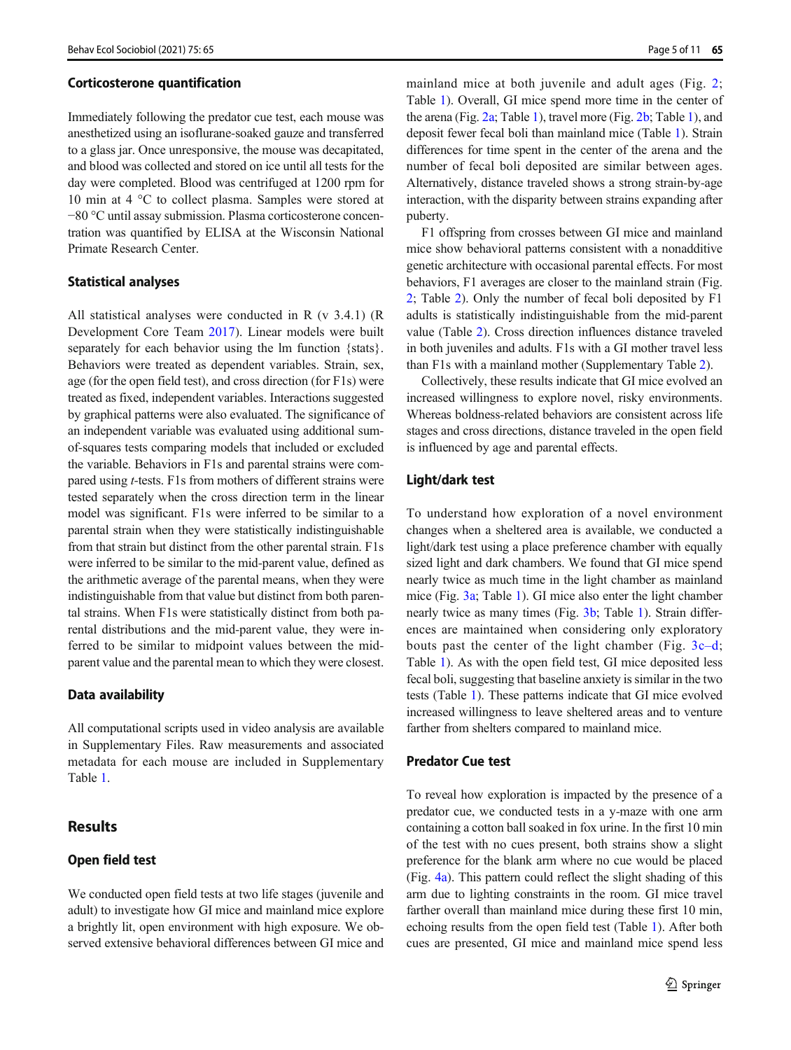### Corticosterone quantification

Immediately following the predator cue test, each mouse was anesthetized using an isoflurane-soaked gauze and transferred to a glass jar. Once unresponsive, the mouse was decapitated, and blood was collected and stored on ice until all tests for the day were completed. Blood was centrifuged at 1200 rpm for 10 min at 4 °C to collect plasma. Samples were stored at −80 °C until assay submission. Plasma corticosterone concentration was quantified by ELISA at the Wisconsin National Primate Research Center.

### Statistical analyses

All statistical analyses were conducted in R (v 3.4.1) (R Development Core Team 2017). Linear models were built separately for each behavior using the lm function {stats}. Behaviors were treated as dependent variables. Strain, sex, age (for the open field test), and cross direction (for F1s) were treated as fixed, independent variables. Interactions suggested by graphical patterns were also evaluated. The significance of an independent variable was evaluated using additional sum-of-squares tests comparing models that included or excluded the variable. Behaviors in F1s and parental strains were compared using *t*-tests. F1s from mothers of different strains were tested separately when the cross direction term in the linear model was significant. F1s were inferred to be similar to a parental strain when they were statistically indistinguishable from that strain but distinct from the other parental strain. F1s were inferred to be similar to the mid-parent value, defined as the arithmetic average of the parental means, when they were indistinguishable from that value but distinct from both parental strains. When F1s were statistically distinct from both parental distributions and the mid-parent value, they were inferred to be similar to midpoint values between the mid-parent value and the parental mean to which they were closest.

### Data availability

All computational scripts used in video analysis are available in Supplementary Files. Raw measurements and associated metadata for each mouse are included in Supplementary Table 1.

## Results

### Open field test

We conducted open field tests at two life stages (juvenile and adult) to investigate how GI mice and mainland mice explore a brightly lit, open environment with high exposure. We observed extensive behavioral differences between GI mice and mainland mice at both juvenile and adult ages (Fig. 2; Table 1). Overall, GI mice spend more time in the center of the arena (Fig. 2a; Table 1), travel more (Fig. 2b; Table 1), and deposit fewer fecal boli than mainland mice (Table 1). Strain differences for time spent in the center of the arena and the number of fecal boli deposited are similar between ages. Alternatively, distance traveled shows a strong strain-by-age interaction, with the disparity between strains expanding after puberty.

F1 offspring from crosses between GI mice and mainland mice show behavioral patterns consistent with a nonadditive genetic architecture with occasional parental effects. For most behaviors, F1 averages are closer to the mainland strain (Fig. 2; Table 2). Only the number of fecal boli deposited by F1 adults is statistically indistinguishable from the mid-parent value (Table 2). Cross direction influences distance traveled in both juveniles and adults. F1s with a GI mother travel less than F1s with a mainland mother (Supplementary Table 2).

Collectively, these results indicate that GI mice evolved an increased willingness to explore novel, risky environments. Whereas boldness-related behaviors are consistent across life stages and cross directions, distance traveled in the open field is influenced by age and parental effects.

### Light/dark test

To understand how exploration of a novel environment changes when a sheltered area is available, we conducted a light/dark test using a place preference chamber with equally sized light and dark chambers. We found that GI mice spend nearly twice as much time in the light chamber as mainland mice (Fig. 3a; Table 1). GI mice also enter the light chamber nearly twice as many times (Fig. 3b; Table 1). Strain differences are maintained when considering only exploratory bouts past the center of the light chamber (Fig. 3c–d; Table 1). As with the open field test, GI mice deposited less fecal boli, suggesting that baseline anxiety is similar in the two tests (Table 1). These patterns indicate that GI mice evolved increased willingness to leave sheltered areas and to venture farther from shelters compared to mainland mice.

### Predator Cue test

To reveal how exploration is impacted by the presence of a predator cue, we conducted tests in a y-maze with one arm containing a cotton ball soaked in fox urine. In the first 10 min of the test with no cues present, both strains show a slight preference for the blank arm where no cue would be placed (Fig. 4a). This pattern could reflect the slight shading of this arm due to lighting constraints in the room. GI mice travel farther overall than mainland mice during these first 10 min, echoing results from the open field test (Table 1). After both cues are presented, GI mice and mainland mice spend less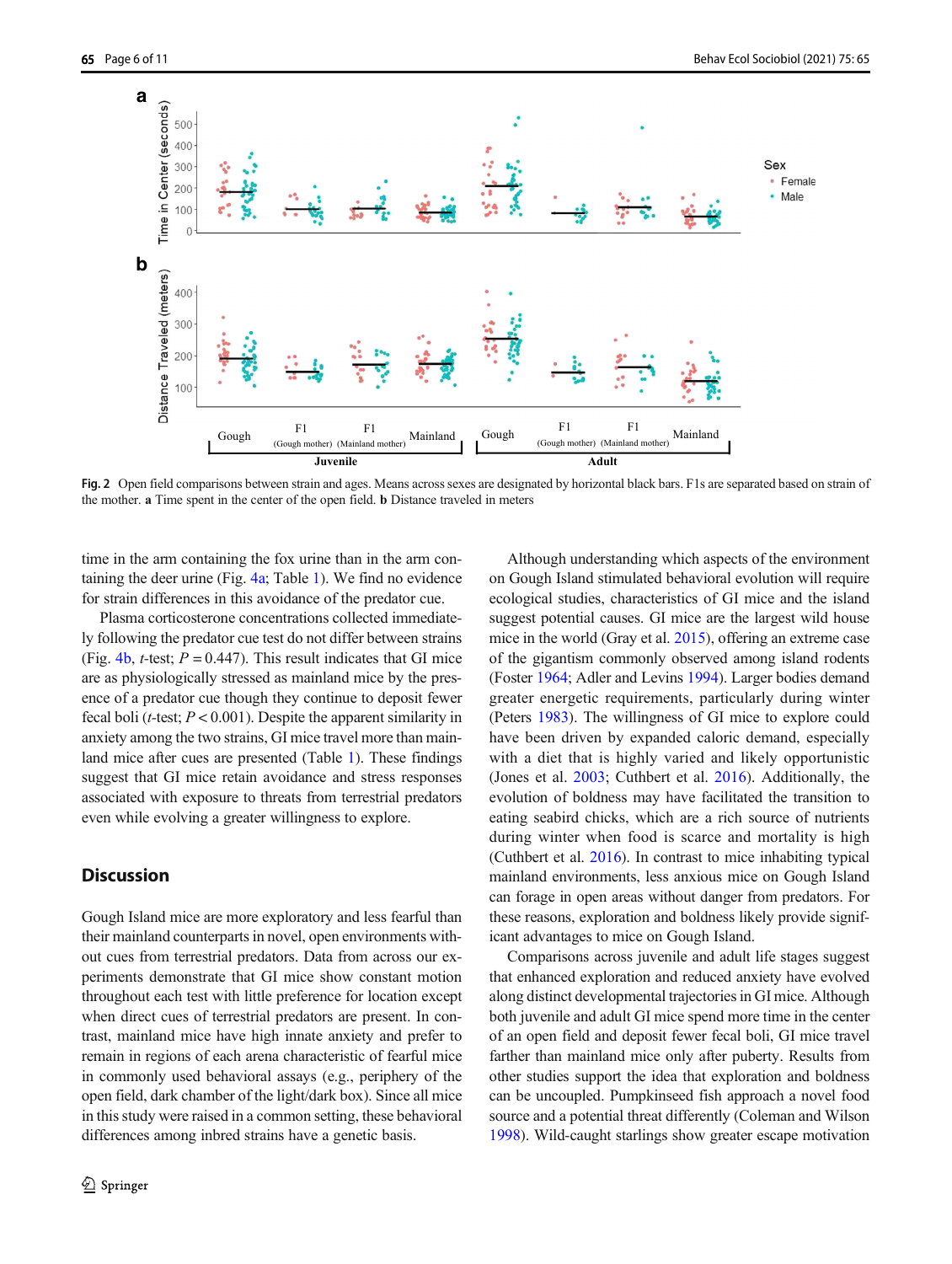a

Time in Center (seconds)

500
400
300
200
100
0

Sex
Female
Male

b

Distance Traveled (meters)

400
300
200
100

Gough
F1 (Gough mother)
F1 (Mainland mother)
Mainland
Gough
F1 (Gough mother)
F1 (Mainland mother)
Mainland

Juvenile
Adult

**Fig. 2** Open field comparisons between strain and ages. Means across sexes are designated by horizontal black bars. F1s are separated based on strain of the mother. **a** Time spent in the center of the open field. **b** Distance traveled in meters

time in the arm containing the fox urine than in the arm containing the deer urine (Fig. 4a; Table 1). We find no evidence for strain differences in this avoidance of the predator cue.

Plasma corticosterone concentrations collected immediately following the predator cue test do not differ between strains (Fig. 4b, *t*-test; $P = 0.447$). This result indicates that GI mice are as physiologically stressed as mainland mice by the presence of a predator cue though they continue to deposit fewer fecal boli (*t*-test; $P < 0.001$). Despite the apparent similarity in anxiety among the two strains, GI mice travel more than mainland mice after cues are presented (Table 1). These findings suggest that GI mice retain avoidance and stress responses associated with exposure to threats from terrestrial predators even while evolving a greater willingness to explore.

## Discussion

Gough Island mice are more exploratory and less fearful than their mainland counterparts in novel, open environments without cues from terrestrial predators. Data from across our experiments demonstrate that GI mice show constant motion throughout each test with little preference for location except when direct cues of terrestrial predators are present. In contrast, mainland mice have high innate anxiety and prefer to remain in regions of each arena characteristic of fearful mice in commonly used behavioral assays (e.g., periphery of the open field, dark chamber of the light/dark box). Since all mice in this study were raised in a common setting, these behavioral differences among inbred strains have a genetic basis.

Although understanding which aspects of the environment on Gough Island stimulated behavioral evolution will require ecological studies, characteristics of GI mice and the island suggest potential causes. GI mice are the largest wild house mice in the world (Gray et al. 2015), offering an extreme case of the gigantism commonly observed among island rodents (Foster 1964; Adler and Levins 1994). Larger bodies demand greater energetic requirements, particularly during winter (Peters 1983). The willingness of GI mice to explore could have been driven by expanded caloric demand, especially with a diet that is highly varied and likely opportunistic (Jones et al. 2003; Cuthbert et al. 2016). Additionally, the evolution of boldness may have facilitated the transition to eating seabird chicks, which are a rich source of nutrients during winter when food is scarce and mortality is high (Cuthbert et al. 2016). In contrast to mice inhabiting typical mainland environments, less anxious mice on Gough Island can forage in open areas without danger from predators. For these reasons, exploration and boldness likely provide significant advantages to mice on Gough Island.

Comparisons across juvenile and adult life stages suggest that enhanced exploration and reduced anxiety have evolved along distinct developmental trajectories in GI mice. Although both juvenile and adult GI mice spend more time in the center of an open field and deposit fewer fecal boli, GI mice travel farther than mainland mice only after puberty. Results from other studies support the idea that exploration and boldness can be uncoupled. Pumpkinseed fish approach a novel food source and a potential threat differently (Coleman and Wilson 1998). Wild-caught starlings show greater escape motivation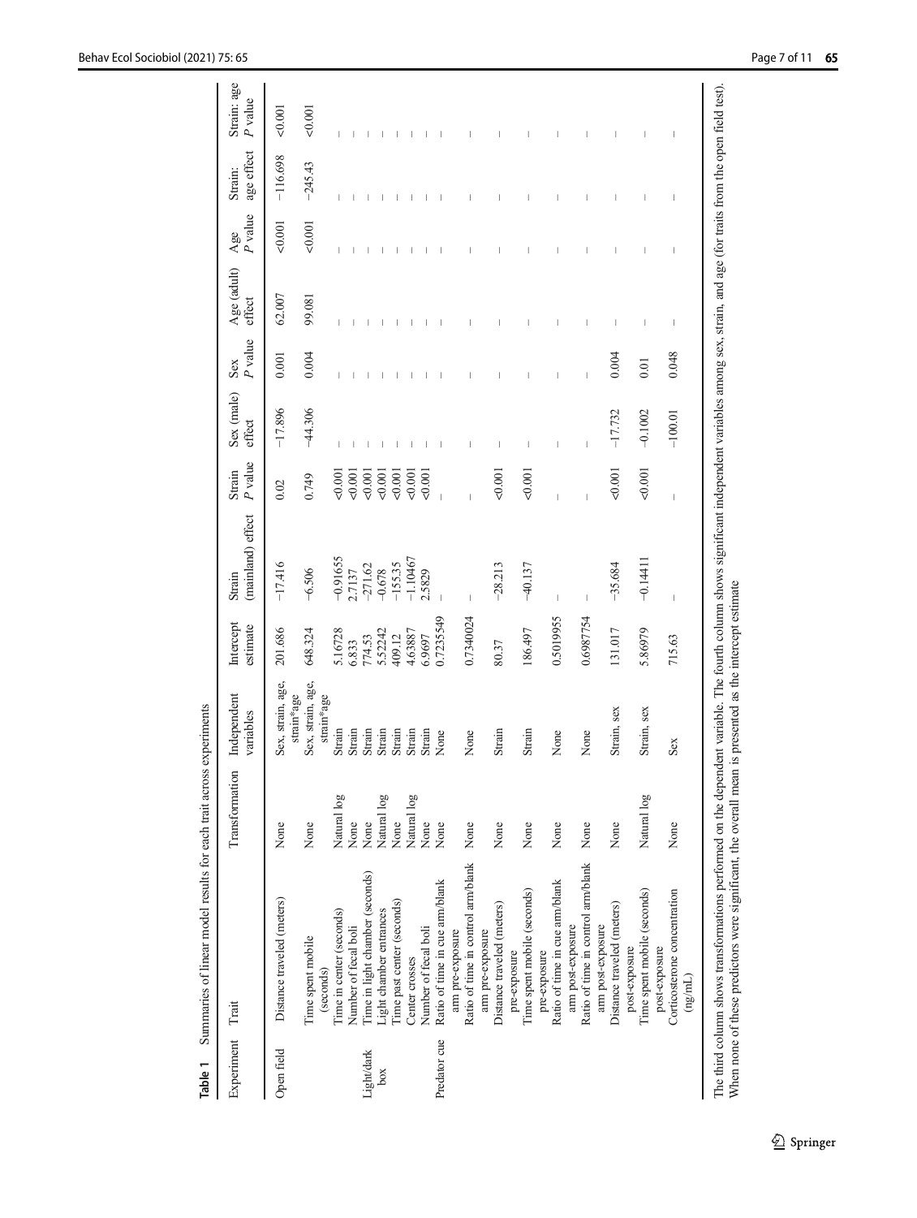**Table 1** Summaries of linear model results for each trait across experiments

| Experiment | Trait | Transformation | Independent variables | Intercept estimate | Strain (mainland) effect | Strain $P$ value | Sex (male) effect | Sex $P$ value | Age (adult) effect | Age $P$ value | Strain: age effect | Strain: age $P$ value |
|---|---|---|---|---|---|---|---|---|---|---|---|---|
| Open field | Distance traveled (meters) | None | Sex, strain, age, strain*age | 201.686 | −17.416 | 0.02 | −17.896 | 0.001 | 62.007 | <0.001 | −116.698 | <0.001 |
| | Time spent mobile (seconds) | None | Sex, strain, age, strain*age | 648.324 | −6.506 | 0.749 | −44.306 | 0.004 | 99.081 | <0.001 | −245.43 | <0.001 |
| | Time in center (seconds) | Natural log | Strain | 5.16728 | −0.91655 | <0.001 | – | – | – | – | – | – |
| | Number of fecal boli | None | Strain | 6.833 | 2.7137 | <0.001 | – | – | – | – | – | – |
| Light/dark box | Time in light chamber (seconds) | None | Strain | 774.53 | −271.62 | <0.001 | – | – | – | – | – | – |
| | Light chamber entrances | Natural log | Strain | 5.52242 | −0.678 | <0.001 | – | – | – | – | – | – |
| | Time past center (seconds) | None | Strain | 409.12 | −155.35 | <0.001 | – | – | – | – | – | – |
| | Center crosses | Natural log | Strain | 4.63887 | −1.10467 | <0.001 | – | – | – | – | – | – |
| | Number of fecal boli | None | Strain | 6.9697 | 2.5829 | <0.001 | – | – | – | – | – | – |
| Predator cue | Ratio of time in cue arm/blank arm pre-exposure | None | None | 0.7235549 | – | – | – | – | – | – | – | – |
| | Ratio of time in control arm/blank arm pre-exposure | None | None | 0.7340024 | – | – | – | – | – | – | – | – |
| | Distance traveled (meters) pre-exposure | None | Strain | 80.37 | −28.213 | <0.001 | – | – | – | – | – | – |
| | Time spent mobile (seconds) pre-exposure | None | Strain | 186.497 | −40.137 | <0.001 | – | – | – | – | – | – |
| | Ratio of time in cue arm/blank arm post-exposure | None | None | 0.5019955 | – | – | – | – | – | – | – | – |
| | Ratio of time in control arm/blank arm post-exposure | None | None | 0.6987754 | – | – | – | – | – | – | – | – |
| | Distance traveled (meters) post-exposure | None | Strain, sex | 131.017 | −35.684 | <0.001 | −17.732 | 0.004 | – | – | – | – |
| | Time spent mobile (seconds) post-exposure | Natural log | Strain, sex | 5.86979 | −0.14411 | <0.001 | −0.1002 | 0.01 | – | – | – | – |
| | Corticosterone concentration (ng/mL) | None | Sex | 715.63 | – | – | −100.01 | 0.048 | – | – | – | – |

The third column shows transformations performed on the dependent variable. The fourth column shows significant independent variables among sex, strain, and age (for traits from the open field test). When none of these predictors were significant, the overall mean is presented as the intercept estimate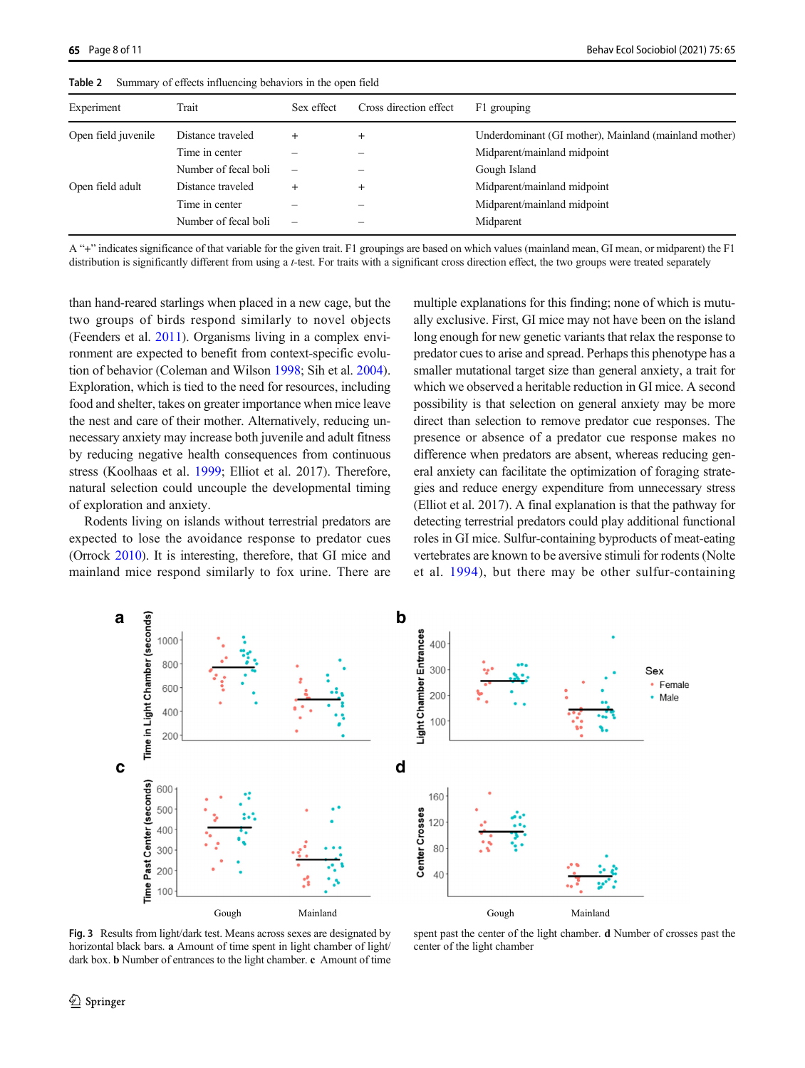**Table 2** Summary of effects influencing behaviors in the open field

| Experiment | Trait | Sex effect | Cross direction effect | F1 grouping |
|---|---|---|---|---|
| Open field juvenile | Distance traveled | + | + | Underdominant (GI mother), Mainland (mainland mother) |
| | Time in center | – | – | Midparent/mainland midpoint |
| | Number of fecal boli | – | – | Gough Island |
| Open field adult | Distance traveled | + | + | Midparent/mainland midpoint |
| | Time in center | – | – | Midparent/mainland midpoint |
| | Number of fecal boli | – | – | Midparent |

A "+" indicates significance of that variable for the given trait. F1 groupings are based on which values (mainland mean, GI mean, or midparent) the F1 distribution is significantly different from using a *t*-test. For traits with a significant cross direction effect, the two groups were treated separately

than hand-reared starlings when placed in a new cage, but the two groups of birds respond similarly to novel objects (Feenders et al. 2011). Organisms living in a complex environment are expected to benefit from context-specific evolution of behavior (Coleman and Wilson 1998; Sih et al. 2004). Exploration, which is tied to the need for resources, including food and shelter, takes on greater importance when mice leave the nest and care of their mother. Alternatively, reducing unnecessary anxiety may increase both juvenile and adult fitness by reducing negative health consequences from continuous stress (Koolhaas et al. 1999; Elliot et al. 2017). Therefore, natural selection could uncouple the developmental timing of exploration and anxiety.

Rodents living on islands without terrestrial predators are expected to lose the avoidance response to predator cues (Orrock 2010). It is interesting, therefore, that GI mice and mainland mice respond similarly to fox urine. There are multiple explanations for this finding; none of which is mutually exclusive. First, GI mice may not have been on the island long enough for new genetic variants that relax the response to predator cues to arise and spread. Perhaps this phenotype has a smaller mutational target size than general anxiety, a trait for which we observed a heritable reduction in GI mice. A second possibility is that selection on general anxiety may be more direct than selection to remove predator cue responses. The presence or absence of a predator cue response makes no difference when predators are absent, whereas reducing general anxiety can facilitate the optimization of foraging strategies and reduce energy expenditure from unnecessary stress (Elliot et al. 2017). A final explanation is that the pathway for detecting terrestrial predators could play additional functional roles in GI mice. Sulfur-containing byproducts of meat-eating vertebrates are known to be aversive stimuli for rodents (Nolte et al. 1994), but there may be other sulfur-containing

a
Time in Light Chamber (seconds)
1000
800
600
400
200

b
Light Chamber Entrances
400
300
200
100

Sex
Female
Male

c
Time Past Center (seconds)
600
500
400
300
200
100

d
Center Crosses
160
120
80
40

Gough
Mainland
Gough
Mainland

**Fig. 3** Results from light/dark test. Means across sexes are designated by horizontal black bars. **a** Amount of time spent in light chamber of light/dark box. **b** Number of entrances to the light chamber. **c** Amount of time spent past the center of the light chamber. **d** Number of crosses past the center of the light chamber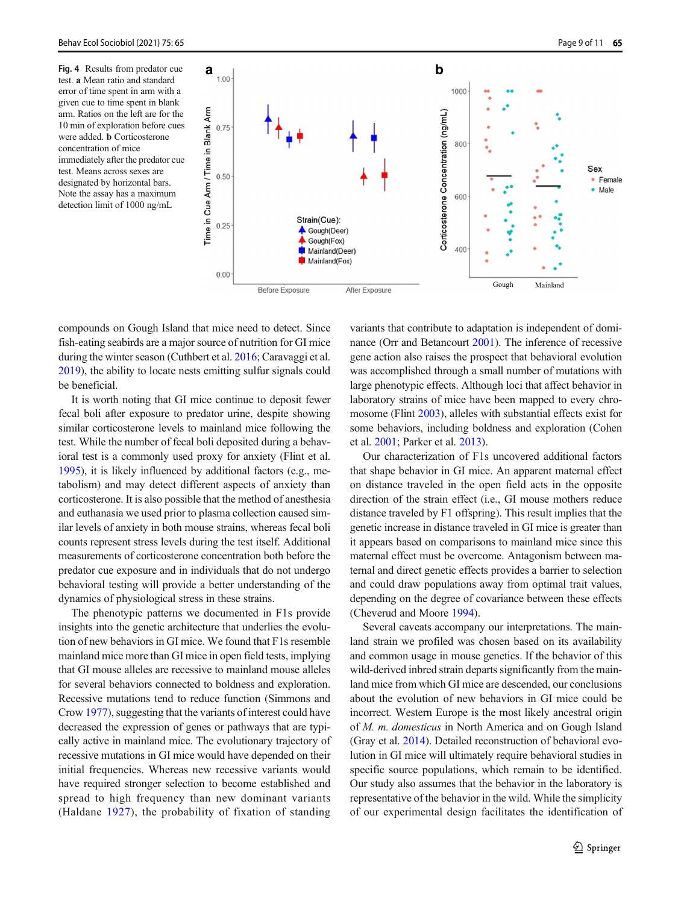a

1.00

0.75

0.50

0.25

0.00

Time in Cue Arm / Time in Blank Arm

Strain(Cue):
Gough(Deer)
Gough(Fox)
Mainland(Deer)
Mainland(Fox)

Before Exposure

After Exposure

b

1000

800

600

400

Corticosterone Concentration (ng/mL)

Gough

Mainland

Sex
Female
Male

**Fig. 4** Results from predator cue test. **a** Mean ratio and standard error of time spent in arm with a given cue to time spent in blank arm. Ratios on the left are for the 10 min of exploration before cues were added. **b** Corticosterone concentration of mice immediately after the predator cue test. Means across sexes are designated by horizontal bars. Note the assay has a maximum detection limit of 1000 ng/mL

compounds on Gough Island that mice need to detect. Since fish-eating seabirds are a major source of nutrition for GI mice during the winter season (Cuthbert et al. 2016; Caravaggi et al. 2019), the ability to locate nests emitting sulfur signals could be beneficial.

It is worth noting that GI mice continue to deposit fewer fecal boli after exposure to predator urine, despite showing similar corticosterone levels to mainland mice following the test. While the number of fecal boli deposited during a behavioral test is a commonly used proxy for anxiety (Flint et al. 1995), it is likely influenced by additional factors (e.g., metabolism) and may detect different aspects of anxiety than corticosterone. It is also possible that the method of anesthesia and euthanasia we used prior to plasma collection caused similar levels of anxiety in both mouse strains, whereas fecal boli counts represent stress levels during the test itself. Additional measurements of corticosterone concentration both before the predator cue exposure and in individuals that do not undergo behavioral testing will provide a better understanding of the dynamics of physiological stress in these strains.

The phenotypic patterns we documented in F1s provide insights into the genetic architecture that underlies the evolution of new behaviors in GI mice. We found that F1s resemble mainland mice more than GI mice in open field tests, implying that GI mouse alleles are recessive to mainland mouse alleles for several behaviors connected to boldness and exploration. Recessive mutations tend to reduce function (Simmons and Crow 1977), suggesting that the variants of interest could have decreased the expression of genes or pathways that are typically active in mainland mice. The evolutionary trajectory of recessive mutations in GI mice would have depended on their initial frequencies. Whereas new recessive variants would have required stronger selection to become established and spread to high frequency than new dominant variants (Haldane 1927), the probability of fixation of standing variants that contribute to adaptation is independent of dominance (Orr and Betancourt 2001). The inference of recessive gene action also raises the prospect that behavioral evolution was accomplished through a small number of mutations with large phenotypic effects. Although loci that affect behavior in laboratory strains of mice have been mapped to every chromosome (Flint 2003), alleles with substantial effects exist for some behaviors, including boldness and exploration (Cohen et al. 2001; Parker et al. 2013).

Our characterization of F1s uncovered additional factors that shape behavior in GI mice. An apparent maternal effect on distance traveled in the open field acts in the opposite direction of the strain effect (i.e., GI mouse mothers reduce distance traveled by F1 offspring). This result implies that the genetic increase in distance traveled in GI mice is greater than it appears based on comparisons to mainland mice since this maternal effect must be overcome. Antagonism between maternal and direct genetic effects provides a barrier to selection and could draw populations away from optimal trait values, depending on the degree of covariance between these effects (Cheverud and Moore 1994).

Several caveats accompany our interpretations. The mainland strain we profiled was chosen based on its availability and common usage in mouse genetics. If the behavior of this wild-derived inbred strain departs significantly from the mainland mice from which GI mice are descended, our conclusions about the evolution of new behaviors in GI mice could be incorrect. Western Europe is the most likely ancestral origin of *M. m. domesticus* in North America and on Gough Island (Gray et al. 2014). Detailed reconstruction of behavioral evolution in GI mice will ultimately require behavioral studies in specific source populations, which remain to be identified. Our study also assumes that the behavior in the laboratory is representative of the behavior in the wild. While the simplicity of our experimental design facilitates the identification of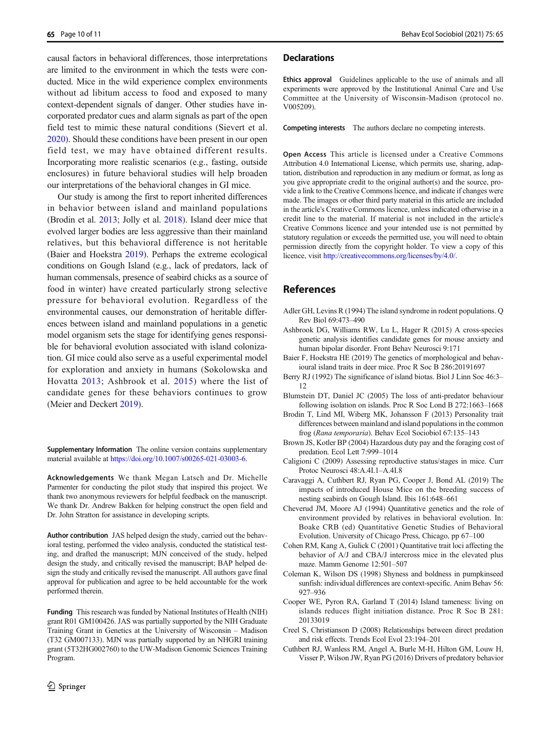causal factors in behavioral differences, those interpretations are limited to the environment in which the tests were conducted. Mice in the wild experience complex environments without ad libitum access to food and exposed to many context-dependent signals of danger. Other studies have incorporated predator cues and alarm signals as part of the open field test to mimic these natural conditions (Sievert et al. 2020). Should these conditions have been present in our open field test, we may have obtained different results. Incorporating more realistic scenarios (e.g., fasting, outside enclosures) in future behavioral studies will help broaden our interpretations of the behavioral changes in GI mice.

Our study is among the first to report inherited differences in behavior between island and mainland populations (Brodin et al. 2013; Jolly et al. 2018). Island deer mice that evolved larger bodies are less aggressive than their mainland relatives, but this behavioral difference is not heritable (Baier and Hoekstra 2019). Perhaps the extreme ecological conditions on Gough Island (e.g., lack of predators, lack of human commensals, presence of seabird chicks as a source of food in winter) have created particularly strong selective pressure for behavioral evolution. Regardless of the environmental causes, our demonstration of heritable differences between island and mainland populations in a genetic model organism sets the stage for identifying genes responsible for behavioral evolution associated with island colonization. GI mice could also serve as a useful experimental model for exploration and anxiety in humans (Sokolowska and Hovatta 2013; Ashbrook et al. 2015) where the list of candidate genes for these behaviors continues to grow (Meier and Deckert 2019).

**Supplementary Information** The online version contains supplementary material available at https://doi.org/10.1007/s00265-021-03003-6.

**Acknowledgements** We thank Megan Latsch and Dr. Michelle Parmenter for conducting the pilot study that inspired this project. We thank two anonymous reviewers for helpful feedback on the manuscript. We thank Dr. Andrew Bakken for helping construct the open field and Dr. John Stratton for assistance in developing scripts.

**Author contribution** JAS helped design the study, carried out the behavioral testing, performed the video analysis, conducted the statistical testing, and drafted the manuscript; MJN conceived of the study, helped design the study, and critically revised the manuscript; BAP helped design the study and critically revised the manuscript. All authors gave final approval for publication and agree to be held accountable for the work performed therein.

**Funding** This research was funded by National Institutes of Health (NIH) grant R01 GM100426. JAS was partially supported by the NIH Graduate Training Grant in Genetics at the University of Wisconsin – Madison (T32 GM007133). MJN was partially supported by an NHGRI training grant (5T32HG002760) to the UW-Madison Genomic Sciences Training Program.

## Declarations

**Ethics approval** Guidelines applicable to the use of animals and all experiments were approved by the Institutional Animal Care and Use Committee at the University of Wisconsin-Madison (protocol no. V005209).

**Competing interests** The authors declare no competing interests.

**Open Access** This article is licensed under a Creative Commons Attribution 4.0 International License, which permits use, sharing, adaptation, distribution and reproduction in any medium or format, as long as you give appropriate credit to the original author(s) and the source, provide a link to the Creative Commons licence, and indicate if changes were made. The images or other third party material in this article are included in the article's Creative Commons licence, unless indicated otherwise in a credit line to the material. If material is not included in the article's Creative Commons licence and your intended use is not permitted by statutory regulation or exceeds the permitted use, you will need to obtain permission directly from the copyright holder. To view a copy of this licence, visit http://creativecommons.org/licenses/by/4.0/.

## References

Adler GH, Levins R (1994) The island syndrome in rodent populations. Q Rev Biol 69:473–490

Ashbrook DG, Williams RW, Lu L, Hager R (2015) A cross-species genetic analysis identifies candidate genes for mouse anxiety and human bipolar disorder. Front Behav Neurosci 9:171

Baier F, Hoekstra HE (2019) The genetics of morphological and behavioural island traits in deer mice. Proc R Soc B 286:20191697

Berry RJ (1992) The significance of island biotas. Biol J Linn Soc 46:3–12

Blumstein DT, Daniel JC (2005) The loss of anti-predator behaviour following isolation on islands. Proc R Soc Lond B 272:1663–1668

Brodin T, Lind MI, Wiberg MK, Johansson F (2013) Personality trait differences between mainland and island populations in the common frog (*Rana temporaria*). Behav Ecol Sociobiol 67:135–143

Brown JS, Kotler BP (2004) Hazardous duty pay and the foraging cost of predation. Ecol Lett 7:999–1014

Caligioni C (2009) Assessing reproductive status/stages in mice. Curr Protoc Neurosci 48:A.4I.1–A.4I.8

Caravaggi A, Cuthbert RJ, Ryan PG, Cooper J, Bond AL (2019) The impacts of introduced House Mice on the breeding success of nesting seabirds on Gough Island. Ibis 161:648–661

Cheverud JM, Moore AJ (1994) Quantitative genetics and the role of environment provided by relatives in behavioral evolution. In: Boake CRB (ed) Quantitative Genetic Studies of Behavioral Evolution. University of Chicago Press, Chicago, pp 67–100

Cohen RM, Kang A, Gulick C (2001) Quantitative trait loci affecting the behavior of A/J and CBA/J intercross mice in the elevated plus maze. Mamm Genome 12:501–507

Coleman K, Wilson DS (1998) Shyness and boldness in pumpkinseed sunfish: individual differences are context-specific. Anim Behav 56:927–936

Cooper WE, Pyron RA, Garland T (2014) Island tameness: living on islands reduces flight initiation distance. Proc R Soc B 281:20133019

Creel S, Christianson D (2008) Relationships between direct predation and risk effects. Trends Ecol Evol 23:194–201

Cuthbert RJ, Wanless RM, Angel A, Burle M-H, Hilton GM, Louw H, Visser P, Wilson JW, Ryan PG (2016) Drivers of predatory behavior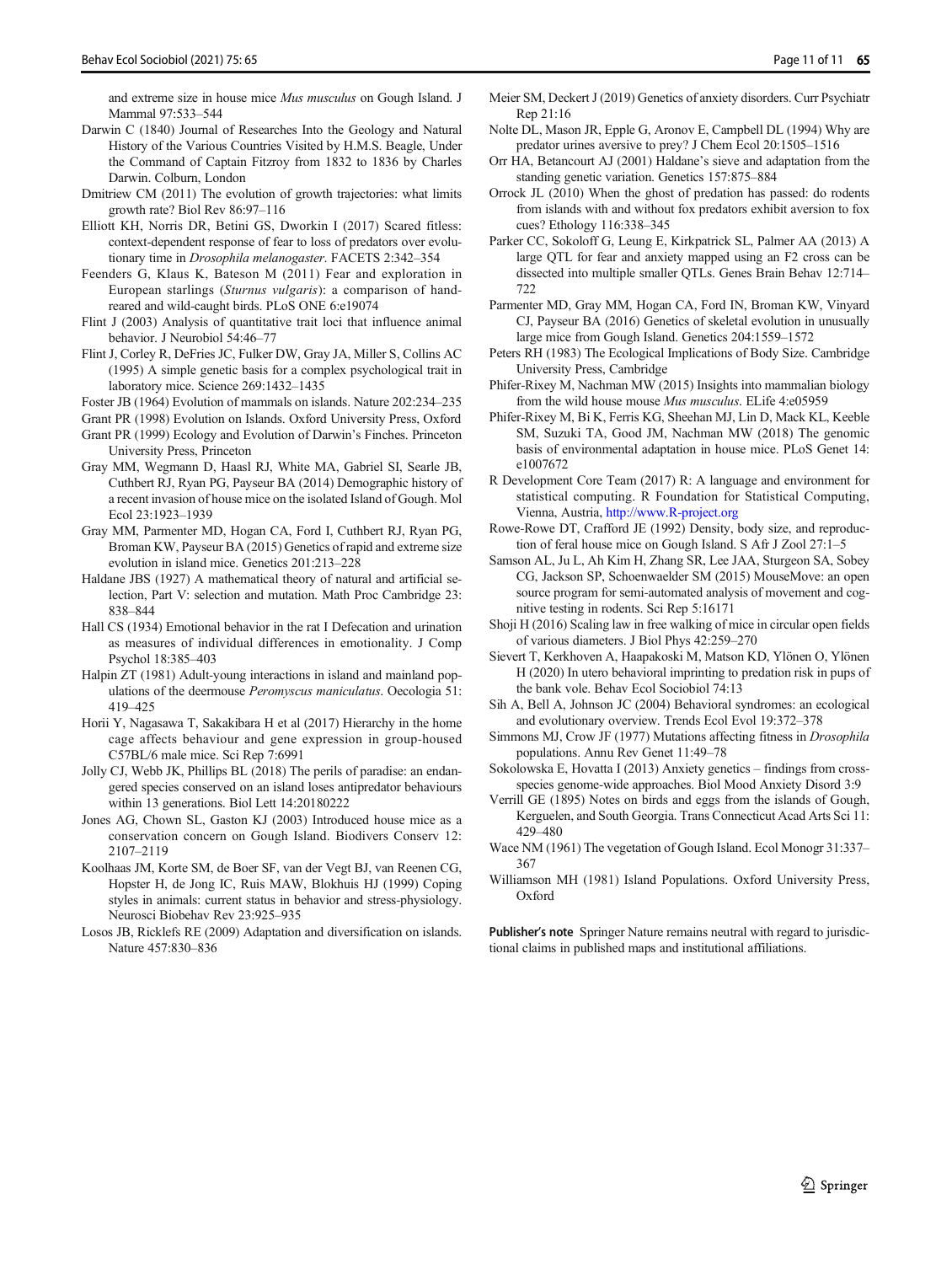and extreme size in house mice *Mus musculus* on Gough Island. J Mammal 97:533–544

Darwin C (1840) Journal of Researches Into the Geology and Natural History of the Various Countries Visited by H.M.S. Beagle, Under the Command of Captain Fitzroy from 1832 to 1836 by Charles Darwin. Colburn, London

Dmitriew CM (2011) The evolution of growth trajectories: what limits growth rate? Biol Rev 86:97–116

Elliott KH, Norris DR, Betini GS, Dworkin I (2017) Scared fitless: context-dependent response of fear to loss of predators over evolutionary time in *Drosophila melanogaster*. FACETS 2:342–354

Feenders G, Klaus K, Bateson M (2011) Fear and exploration in European starlings (*Sturnus vulgaris*): a comparison of hand-reared and wild-caught birds. PLoS ONE 6:e19074

Flint J (2003) Analysis of quantitative trait loci that influence animal behavior. J Neurobiol 54:46–77

Flint J, Corley R, DeFries JC, Fulker DW, Gray JA, Miller S, Collins AC (1995) A simple genetic basis for a complex psychological trait in laboratory mice. Science 269:1432–1435

Foster JB (1964) Evolution of mammals on islands. Nature 202:234–235

Grant PR (1998) Evolution on Islands. Oxford University Press, Oxford

Grant PR (1999) Ecology and Evolution of Darwin's Finches. Princeton University Press, Princeton

Gray MM, Wegmann D, Haasl RJ, White MA, Gabriel SI, Searle JB, Cuthbert RJ, Ryan PG, Payseur BA (2014) Demographic history of a recent invasion of house mice on the isolated Island of Gough. Mol Ecol 23:1923–1939

Gray MM, Parmenter MD, Hogan CA, Ford I, Cuthbert RJ, Ryan PG, Broman KW, Payseur BA (2015) Genetics of rapid and extreme size evolution in island mice. Genetics 201:213–228

Haldane JBS (1927) A mathematical theory of natural and artificial selection, Part V: selection and mutation. Math Proc Cambridge 23: 838–844

Hall CS (1934) Emotional behavior in the rat I Defecation and urination as measures of individual differences in emotionality. J Comp Psychol 18:385–403

Halpin ZT (1981) Adult-young interactions in island and mainland populations of the deermouse *Peromyscus maniculatus*. Oecologia 51: 419–425

Horii Y, Nagasawa T, Sakakibara H et al (2017) Hierarchy in the home cage affects behaviour and gene expression in group-housed C57BL/6 male mice. Sci Rep 7:6991

Jolly CJ, Webb JK, Phillips BL (2018) The perils of paradise: an endangered species conserved on an island loses antipredator behaviours within 13 generations. Biol Lett 14:20180222

Jones AG, Chown SL, Gaston KJ (2003) Introduced house mice as a conservation concern on Gough Island. Biodivers Conserv 12: 2107–2119

Koolhaas JM, Korte SM, de Boer SF, van der Vegt BJ, van Reenen CG, Hopster H, de Jong IC, Ruis MAW, Blokhuis HJ (1999) Coping styles in animals: current status in behavior and stress-physiology. Neurosci Biobehav Rev 23:925–935

Losos JB, Ricklefs RE (2009) Adaptation and diversification on islands. Nature 457:830–836

Meier SM, Deckert J (2019) Genetics of anxiety disorders. Curr Psychiatr Rep 21:16

Nolte DL, Mason JR, Epple G, Aronov E, Campbell DL (1994) Why are predator urines aversive to prey? J Chem Ecol 20:1505–1516

Orr HA, Betancourt AJ (2001) Haldane's sieve and adaptation from the standing genetic variation. Genetics 157:875–884

Orrock JL (2010) When the ghost of predation has passed: do rodents from islands with and without fox predators exhibit aversion to fox cues? Ethology 116:338–345

Parker CC, Sokoloff G, Leung E, Kirkpatrick SL, Palmer AA (2013) A large QTL for fear and anxiety mapped using an F2 cross can be dissected into multiple smaller QTLs. Genes Brain Behav 12:714–722

Parmenter MD, Gray MM, Hogan CA, Ford IN, Broman KW, Vinyard CJ, Payseur BA (2016) Genetics of skeletal evolution in unusually large mice from Gough Island. Genetics 204:1559–1572

Peters RH (1983) The Ecological Implications of Body Size. Cambridge University Press, Cambridge

Phifer-Rixey M, Nachman MW (2015) Insights into mammalian biology from the wild house mouse *Mus musculus*. ELife 4:e05959

Phifer-Rixey M, Bi K, Ferris KG, Sheehan MJ, Lin D, Mack KL, Keeble SM, Suzuki TA, Good JM, Nachman MW (2018) The genomic basis of environmental adaptation in house mice. PLoS Genet 14: e1007672

R Development Core Team (2017) R: A language and environment for statistical computing. R Foundation for Statistical Computing, Vienna, Austria, http://www.R-project.org

Rowe-Rowe DT, Crafford JE (1992) Density, body size, and reproduction of feral house mice on Gough Island. S Afr J Zool 27:1–5

Samson AL, Ju L, Ah Kim H, Zhang SR, Lee JAA, Sturgeon SA, Sobey CG, Jackson SP, Schoenwaelder SM (2015) MouseMove: an open source program for semi-automated analysis of movement and cognitive testing in rodents. Sci Rep 5:16171

Shoji H (2016) Scaling law in free walking of mice in circular open fields of various diameters. J Biol Phys 42:259–270

Sievert T, Kerkhoven A, Haapakoski M, Matson KD, Ylönen O, Ylönen H (2020) In utero behavioral imprinting to predation risk in pups of the bank vole. Behav Ecol Sociobiol 74:13

Sih A, Bell A, Johnson JC (2004) Behavioral syndromes: an ecological and evolutionary overview. Trends Ecol Evol 19:372–378

Simmons MJ, Crow JF (1977) Mutations affecting fitness in *Drosophila* populations. Annu Rev Genet 11:49–78

Sokolowska E, Hovatta I (2013) Anxiety genetics – findings from cross-species genome-wide approaches. Biol Mood Anxiety Disord 3:9

Verrill GE (1895) Notes on birds and eggs from the islands of Gough, Kerguelen, and South Georgia. Trans Connecticut Acad Arts Sci 11: 429–480

Wace NM (1961) The vegetation of Gough Island. Ecol Monogr 31:337–367

Williamson MH (1981) Island Populations. Oxford University Press, Oxford

**Publisher's note** Springer Nature remains neutral with regard to jurisdictional claims in published maps and institutional affiliations.